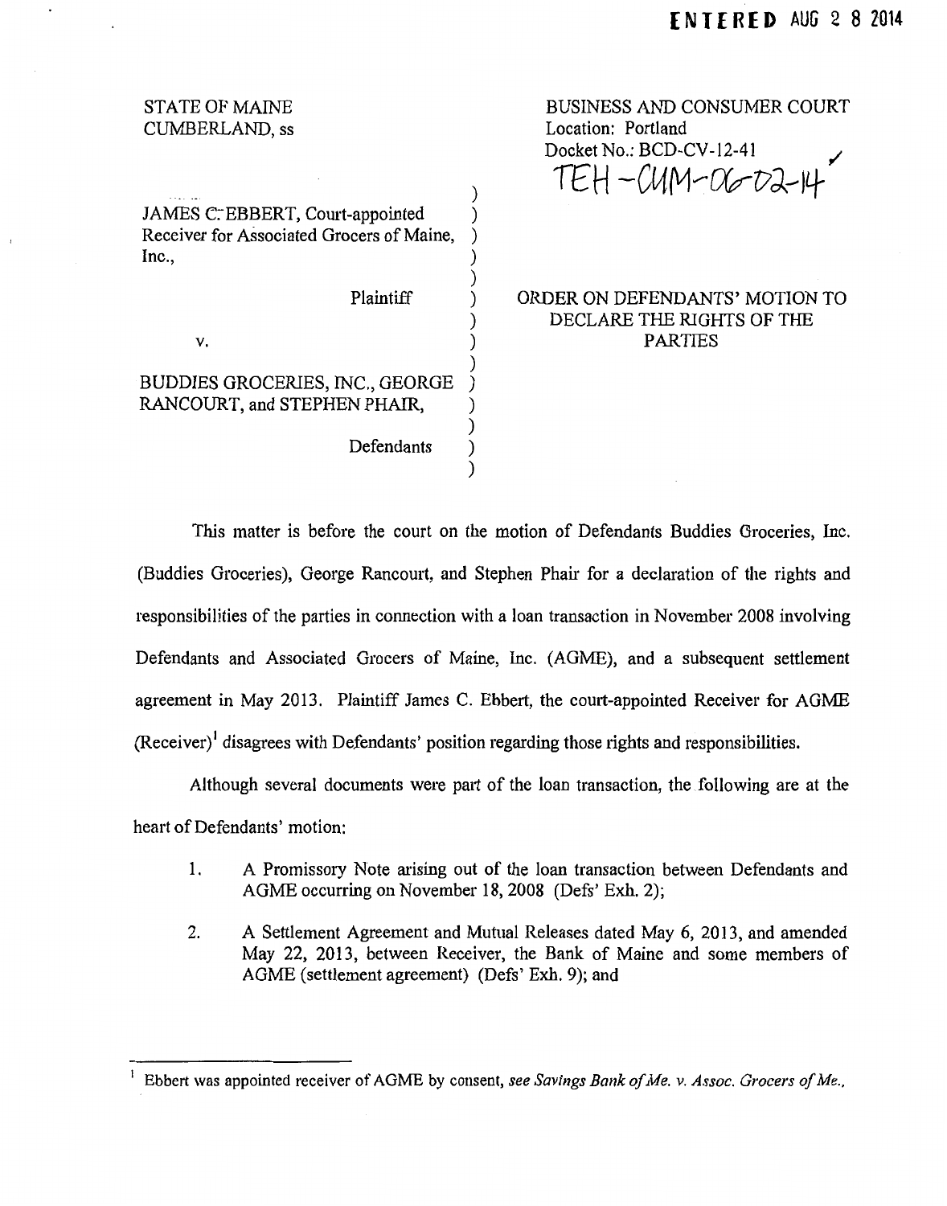ENTERED AUG 2 8 2014

STATE OF MAINE
CUMBERLAND, ss

BUSINESS AND CONSUMER COURT
Location: Portland
Docket No.: BCD-CV-12-41
TEH -CUM-06-02-14

JAMES C. EBBERT, Court-appointed Receiver for Associated Grocers of Maine, Inc.,

Plaintiff

v.

BUDDIES GROCERIES, INC., GEORGE RANCOURT, and STEPHEN PHAIR,

Defendants

ORDER ON DEFENDANTS' MOTION TO DECLARE THE RIGHTS OF THE PARTIES

This matter is before the court on the motion of Defendants Buddies Groceries, Inc. (Buddies Groceries), George Rancourt, and Stephen Phair for a declaration of the rights and responsibilities of the parties in connection with a loan transaction in November 2008 involving Defendants and Associated Grocers of Maine, Inc. (AGME), and a subsequent settlement agreement in May 2013. Plaintiff James C. Ebbert, the court-appointed Receiver for AGME (Receiver)[1] disagrees with Defendants' position regarding those rights and responsibilities.

Although several documents were part of the loan transaction, the following are at the heart of Defendants' motion:

1. A Promissory Note arising out of the loan transaction between Defendants and AGME occurring on November 18, 2008 (Defs' Exh. 2);

2. A Settlement Agreement and Mutual Releases dated May 6, 2013, and amended May 22, 2013, between Receiver, the Bank of Maine and some members of AGME (settlement agreement) (Defs' Exh. 9); and

[1] Ebbert was appointed receiver of AGME by consent, *see Savings Bank of Me. v. Assoc. Grocers of Me.*,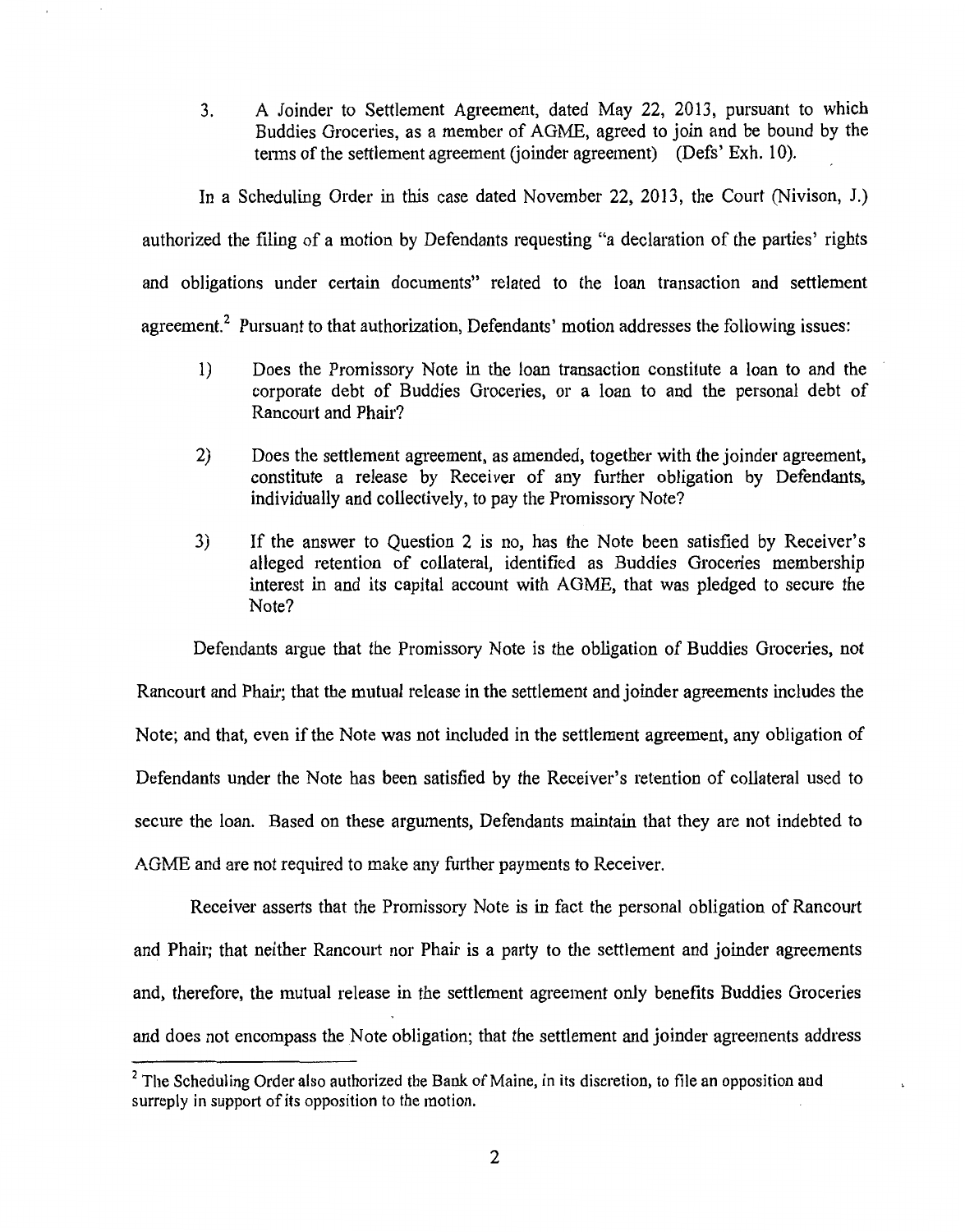3. A Joinder to Settlement Agreement, dated May 22, 2013, pursuant to which Buddies Groceries, as a member of AGME, agreed to join and be bound by the terms of the settlement agreement (joinder agreement) (Defs' Exh. 10).

In a Scheduling Order in this case dated November 22, 2013, the Court (Nivison, J.) authorized the filing of a motion by Defendants requesting "a declaration of the parties' rights and obligations under certain documents" related to the loan transaction and settlement agreement.[2] Pursuant to that authorization, Defendants' motion addresses the following issues:

1) Does the Promissory Note in the loan transaction constitute a loan to and the corporate debt of Buddies Groceries, or a loan to and the personal debt of Rancourt and Phair?

2) Does the settlement agreement, as amended, together with the joinder agreement, constitute a release by Receiver of any further obligation by Defendants, individually and collectively, to pay the Promissory Note?

3) If the answer to Question 2 is no, has the Note been satisfied by Receiver's alleged retention of collateral, identified as Buddies Groceries membership interest in and its capital account with AGME, that was pledged to secure the Note?

Defendants argue that the Promissory Note is the obligation of Buddies Groceries, not Rancourt and Phair; that the mutual release in the settlement and joinder agreements includes the Note; and that, even if the Note was not included in the settlement agreement, any obligation of Defendants under the Note has been satisfied by the Receiver's retention of collateral used to secure the loan. Based on these arguments, Defendants maintain that they are not indebted to AGME and are not required to make any further payments to Receiver.

Receiver asserts that the Promissory Note is in fact the personal obligation of Rancourt and Phair; that neither Rancourt nor Phair is a party to the settlement and joinder agreements and, therefore, the mutual release in the settlement agreement only benefits Buddies Groceries and does not encompass the Note obligation; that the settlement and joinder agreements address

[2] The Scheduling Order also authorized the Bank of Maine, in its discretion, to file an opposition and surreply in support of its opposition to the motion.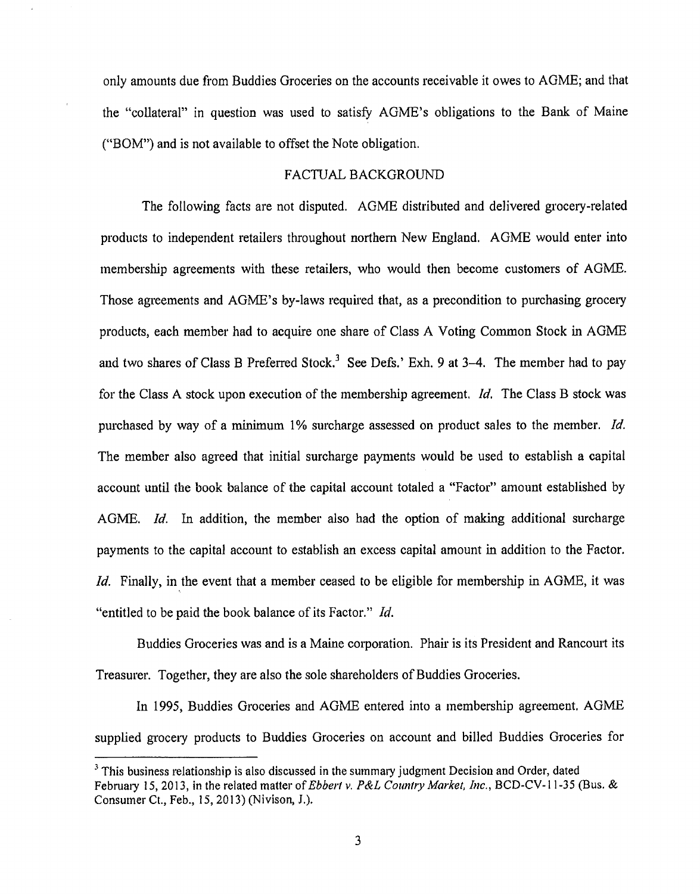only amounts due from Buddies Groceries on the accounts receivable it owes to AGME; and that the "collateral" in question was used to satisfy AGME's obligations to the Bank of Maine ("BOM") and is not available to offset the Note obligation.

## FACTUAL BACKGROUND

The following facts are not disputed. AGME distributed and delivered grocery-related products to independent retailers throughout northern New England. AGME would enter into membership agreements with these retailers, who would then become customers of AGME. Those agreements and AGME's by-laws required that, as a precondition to purchasing grocery products, each member had to acquire one share of Class A Voting Common Stock in AGME and two shares of Class B Preferred Stock.[3] See Defs.' Exh. 9 at 3–4. The member had to pay for the Class A stock upon execution of the membership agreement. *Id.* The Class B stock was purchased by way of a minimum 1% surcharge assessed on product sales to the member. *Id.* The member also agreed that initial surcharge payments would be used to establish a capital account until the book balance of the capital account totaled a "Factor" amount established by AGME. *Id.* In addition, the member also had the option of making additional surcharge payments to the capital account to establish an excess capital amount in addition to the Factor. *Id.* Finally, in the event that a member ceased to be eligible for membership in AGME, it was "entitled to be paid the book balance of its Factor." *Id.*

Buddies Groceries was and is a Maine corporation. Phair is its President and Rancourt its Treasurer. Together, they are also the sole shareholders of Buddies Groceries.

In 1995, Buddies Groceries and AGME entered into a membership agreement. AGME supplied grocery products to Buddies Groceries on account and billed Buddies Groceries for

---

[3] This business relationship is also discussed in the summary judgment Decision and Order, dated February 15, 2013, in the related matter of *Ebbert v. P&L Country Market, Inc.*, BCD-CV-11-35 (Bus. & Consumer Ct., Feb., 15, 2013) (Nivison, J.).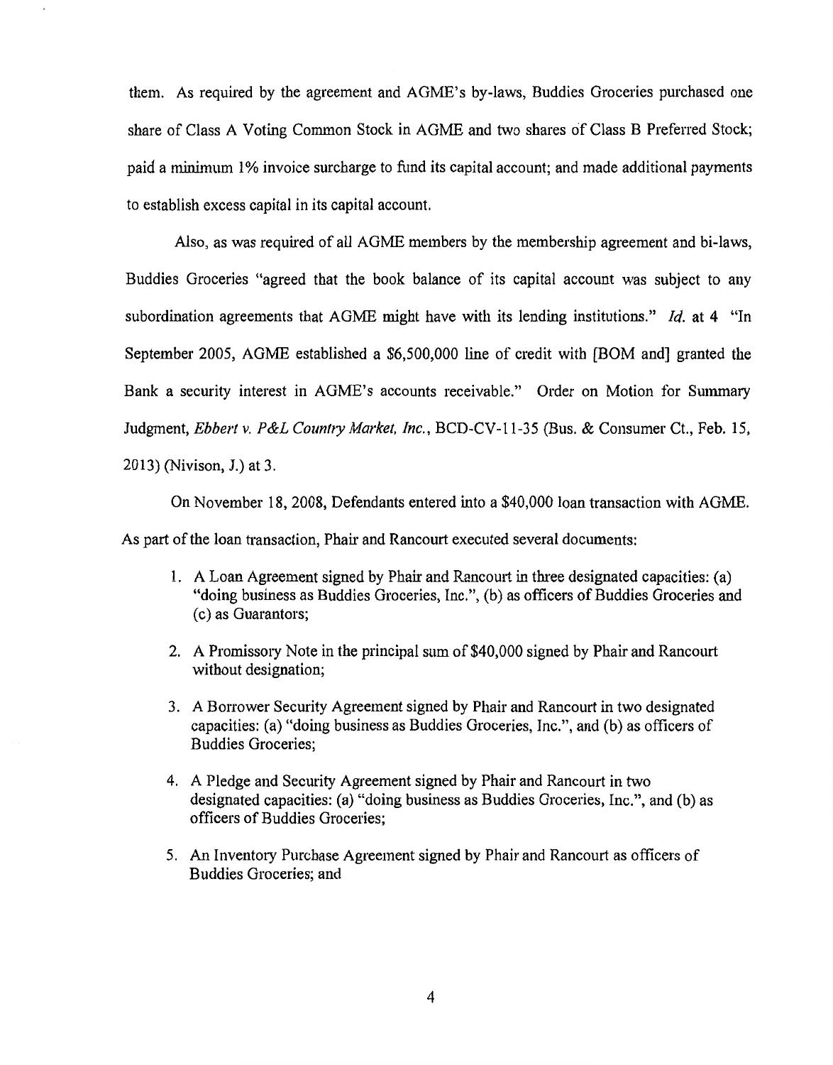them. As required by the agreement and AGME's by-laws, Buddies Groceries purchased one share of Class A Voting Common Stock in AGME and two shares of Class B Preferred Stock; paid a minimum 1% invoice surcharge to fund its capital account; and made additional payments to establish excess capital in its capital account.

Also, as was required of all AGME members by the membership agreement and bi-laws, Buddies Groceries "agreed that the book balance of its capital account was subject to any subordination agreements that AGME might have with its lending institutions." *Id.* at 4 "In September 2005, AGME established a $6,500,000 line of credit with [BOM and] granted the Bank a security interest in AGME's accounts receivable." Order on Motion for Summary Judgment, *Ebbert v. P&L Country Market, Inc.*, BCD-CV-11-35 (Bus. & Consumer Ct., Feb. 15, 2013) (Nivison, J.) at 3.

On November 18, 2008, Defendants entered into a $40,000 loan transaction with AGME. As part of the loan transaction, Phair and Rancourt executed several documents:

1. A Loan Agreement signed by Phair and Rancourt in three designated capacities: (a) "doing business as Buddies Groceries, Inc.", (b) as officers of Buddies Groceries and (c) as Guarantors;
2. A Promissory Note in the principal sum of $40,000 signed by Phair and Rancourt without designation;
3. A Borrower Security Agreement signed by Phair and Rancourt in two designated capacities: (a) "doing business as Buddies Groceries, Inc.", and (b) as officers of Buddies Groceries;
4. A Pledge and Security Agreement signed by Phair and Rancourt in two designated capacities: (a) "doing business as Buddies Groceries, Inc.", and (b) as officers of Buddies Groceries;
5. An Inventory Purchase Agreement signed by Phair and Rancourt as officers of Buddies Groceries; and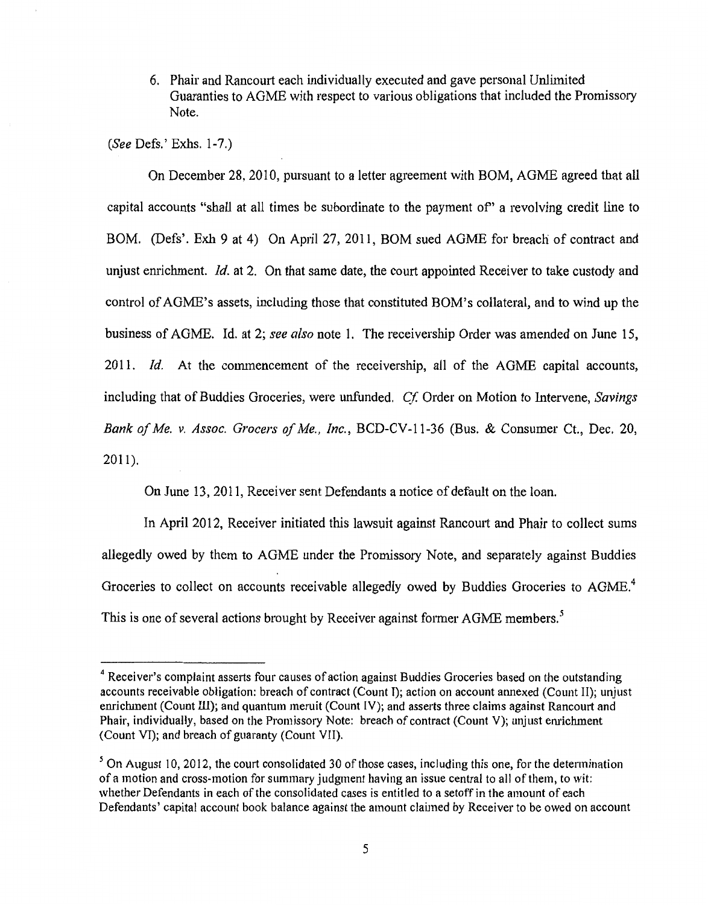6. Phair and Rancourt each individually executed and gave personal Unlimited Guaranties to AGME with respect to various obligations that included the Promissory Note.

(*See* Defs.' Exhs. 1-7.)

On December 28, 2010, pursuant to a letter agreement with BOM, AGME agreed that all capital accounts "shall at all times be subordinate to the payment of" a revolving credit line to BOM. (Defs'. Exh 9 at 4) On April 27, 2011, BOM sued AGME for breach of contract and unjust enrichment. *Id.* at 2. On that same date, the court appointed Receiver to take custody and control of AGME's assets, including those that constituted BOM's collateral, and to wind up the business of AGME. Id. at 2; *see also* note 1. The receivership Order was amended on June 15, 2011. *Id.* At the commencement of the receivership, all of the AGME capital accounts, including that of Buddies Groceries, were unfunded. *Cf.* Order on Motion to Intervene, *Savings Bank of Me. v. Assoc. Grocers of Me., Inc.*, BCD-CV-11-36 (Bus. & Consumer Ct., Dec. 20, 2011).

On June 13, 2011, Receiver sent Defendants a notice of default on the loan.

In April 2012, Receiver initiated this lawsuit against Rancourt and Phair to collect sums allegedly owed by them to AGME under the Promissory Note, and separately against Buddies Groceries to collect on accounts receivable allegedly owed by Buddies Groceries to AGME.[4] This is one of several actions brought by Receiver against former AGME members.[5]

---

[4] Receiver's complaint asserts four causes of action against Buddies Groceries based on the outstanding accounts receivable obligation: breach of contract (Count I); action on account annexed (Count II); unjust enrichment (Count III); and quantum meruit (Count IV); and asserts three claims against Rancourt and Phair, individually, based on the Promissory Note: breach of contract (Count V); unjust enrichment (Count VI); and breach of guaranty (Count VII).

[5] On August 10, 2012, the court consolidated 30 of those cases, including this one, for the determination of a motion and cross-motion for summary judgment having an issue central to all of them, to wit: whether Defendants in each of the consolidated cases is entitled to a setoff in the amount of each Defendants' capital account book balance against the amount claimed by Receiver to be owed on account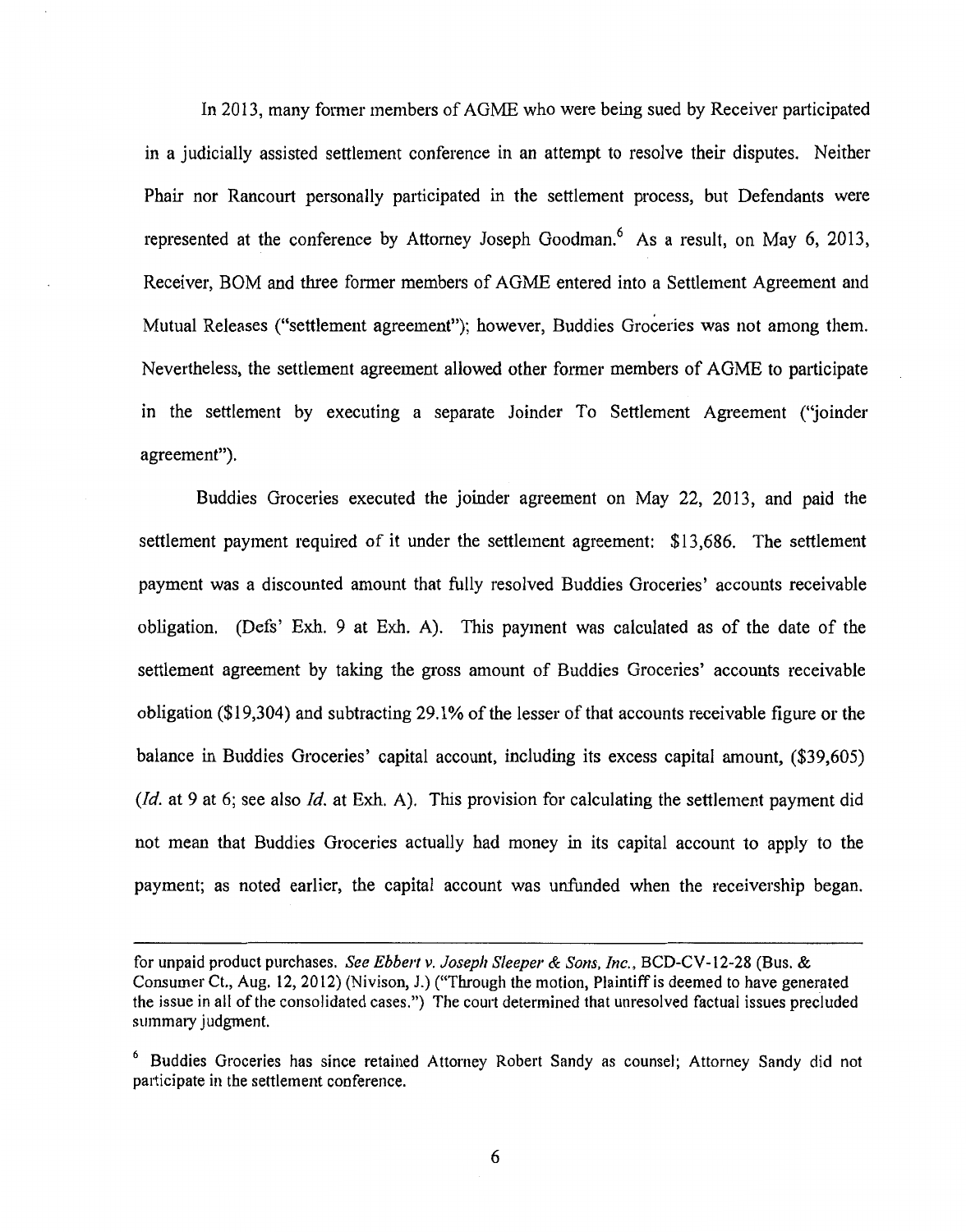In 2013, many former members of AGME who were being sued by Receiver participated in a judicially assisted settlement conference in an attempt to resolve their disputes. Neither Phair nor Rancourt personally participated in the settlement process, but Defendants were represented at the conference by Attorney Joseph Goodman.[6] As a result, on May 6, 2013, Receiver, BOM and three former members of AGME entered into a Settlement Agreement and Mutual Releases ("settlement agreement"); however, Buddies Groceries was not among them. Nevertheless, the settlement agreement allowed other former members of AGME to participate in the settlement by executing a separate Joinder To Settlement Agreement ("joinder agreement").

Buddies Groceries executed the joinder agreement on May 22, 2013, and paid the settlement payment required of it under the settlement agreement: $13,686. The settlement payment was a discounted amount that fully resolved Buddies Groceries' accounts receivable obligation. (Defs' Exh. 9 at Exh. A). This payment was calculated as of the date of the settlement agreement by taking the gross amount of Buddies Groceries' accounts receivable obligation ($19,304) and subtracting 29.1% of the lesser of that accounts receivable figure or the balance in Buddies Groceries' capital account, including its excess capital amount, ($39,605) (*Id.* at 9 at 6; see also *Id.* at Exh. A). This provision for calculating the settlement payment did not mean that Buddies Groceries actually had money in its capital account to apply to the payment; as noted earlier, the capital account was unfunded when the receivership began.

---

for unpaid product purchases. *See Ebbert v. Joseph Sleeper & Sons, Inc.*, BCD-CV-12-28 (Bus. & Consumer Ct., Aug. 12, 2012) (Nivison, J.) ("Through the motion, Plaintiff is deemed to have generated the issue in all of the consolidated cases.") The court determined that unresolved factual issues precluded summary judgment.

[6] Buddies Groceries has since retained Attorney Robert Sandy as counsel; Attorney Sandy did not participate in the settlement conference.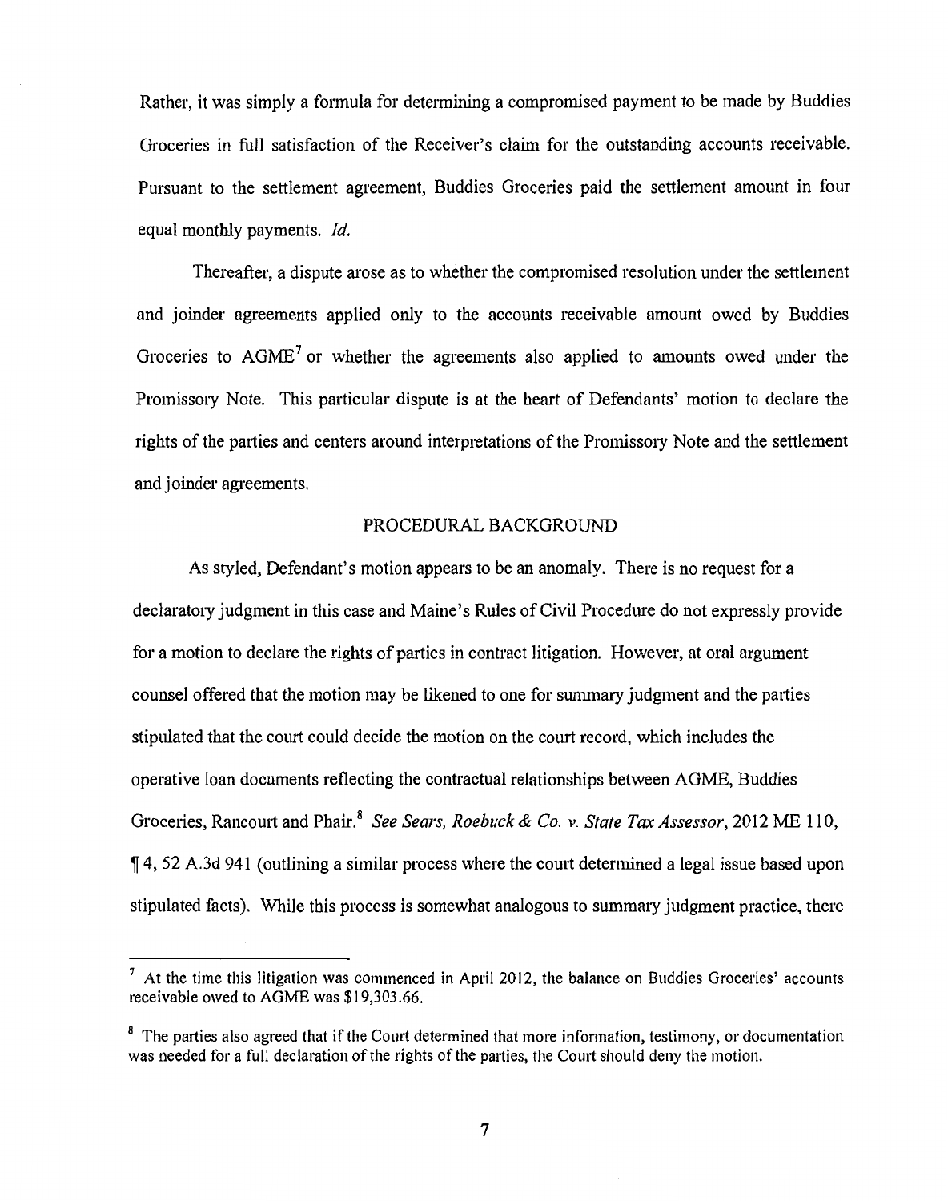Rather, it was simply a formula for determining a compromised payment to be made by Buddies Groceries in full satisfaction of the Receiver's claim for the outstanding accounts receivable. Pursuant to the settlement agreement, Buddies Groceries paid the settlement amount in four equal monthly payments. *Id.*

Thereafter, a dispute arose as to whether the compromised resolution under the settlement and joinder agreements applied only to the accounts receivable amount owed by Buddies Groceries to AGME[7] or whether the agreements also applied to amounts owed under the Promissory Note. This particular dispute is at the heart of Defendants' motion to declare the rights of the parties and centers around interpretations of the Promissory Note and the settlement and joinder agreements.

## PROCEDURAL BACKGROUND

As styled, Defendant's motion appears to be an anomaly. There is no request for a declaratory judgment in this case and Maine's Rules of Civil Procedure do not expressly provide for a motion to declare the rights of parties in contract litigation. However, at oral argument counsel offered that the motion may be likened to one for summary judgment and the parties stipulated that the court could decide the motion on the court record, which includes the operative loan documents reflecting the contractual relationships between AGME, Buddies Groceries, Rancourt and Phair.[8] *See Sears, Roebuck & Co. v. State Tax Assessor*, 2012 ME 110, ¶ 4, 52 A.3d 941 (outlining a similar process where the court determined a legal issue based upon stipulated facts). While this process is somewhat analogous to summary judgment practice, there

---

[7] At the time this litigation was commenced in April 2012, the balance on Buddies Groceries' accounts receivable owed to AGME was $19,303.66.

[8] The parties also agreed that if the Court determined that more information, testimony, or documentation was needed for a full declaration of the rights of the parties, the Court should deny the motion.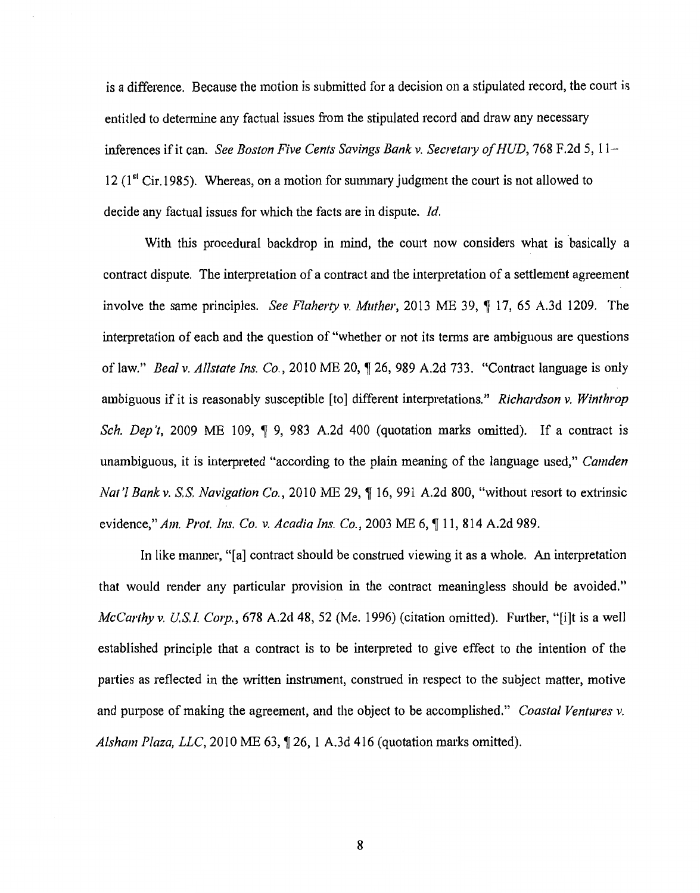is a difference. Because the motion is submitted for a decision on a stipulated record, the court is entitled to determine any factual issues from the stipulated record and draw any necessary inferences if it can. *See Boston Five Cents Savings Bank v. Secretary of HUD*, 768 F.2d 5, 11–12 (1st Cir.1985). Whereas, on a motion for summary judgment the court is not allowed to decide any factual issues for which the facts are in dispute. *Id.*

With this procedural backdrop in mind, the court now considers what is basically a contract dispute. The interpretation of a contract and the interpretation of a settlement agreement involve the same principles. *See Flaherty v. Muther*, 2013 ME 39, ¶ 17, 65 A.3d 1209. The interpretation of each and the question of "whether or not its terms are ambiguous are questions of law." *Beal v. Allstate Ins. Co.*, 2010 ME 20, ¶ 26, 989 A.2d 733. "Contract language is only ambiguous if it is reasonably susceptible [to] different interpretations." *Richardson v. Winthrop Sch. Dep't*, 2009 ME 109, ¶ 9, 983 A.2d 400 (quotation marks omitted). If a contract is unambiguous, it is interpreted "according to the plain meaning of the language used," *Camden Nat'l Bank v. S.S. Navigation Co.*, 2010 ME 29, ¶ 16, 991 A.2d 800, "without resort to extrinsic evidence," *Am. Prot. Ins. Co. v. Acadia Ins. Co.*, 2003 ME 6, ¶ 11, 814 A.2d 989.

In like manner, "[a] contract should be construed viewing it as a whole. An interpretation that would render any particular provision in the contract meaningless should be avoided." *McCarthy v. U.S.I. Corp.*, 678 A.2d 48, 52 (Me. 1996) (citation omitted). Further, "[i]t is a well established principle that a contract is to be interpreted to give effect to the intention of the parties as reflected in the written instrument, construed in respect to the subject matter, motive and purpose of making the agreement, and the object to be accomplished." *Coastal Ventures v. Alsham Plaza, LLC*, 2010 ME 63, ¶ 26, 1 A.3d 416 (quotation marks omitted).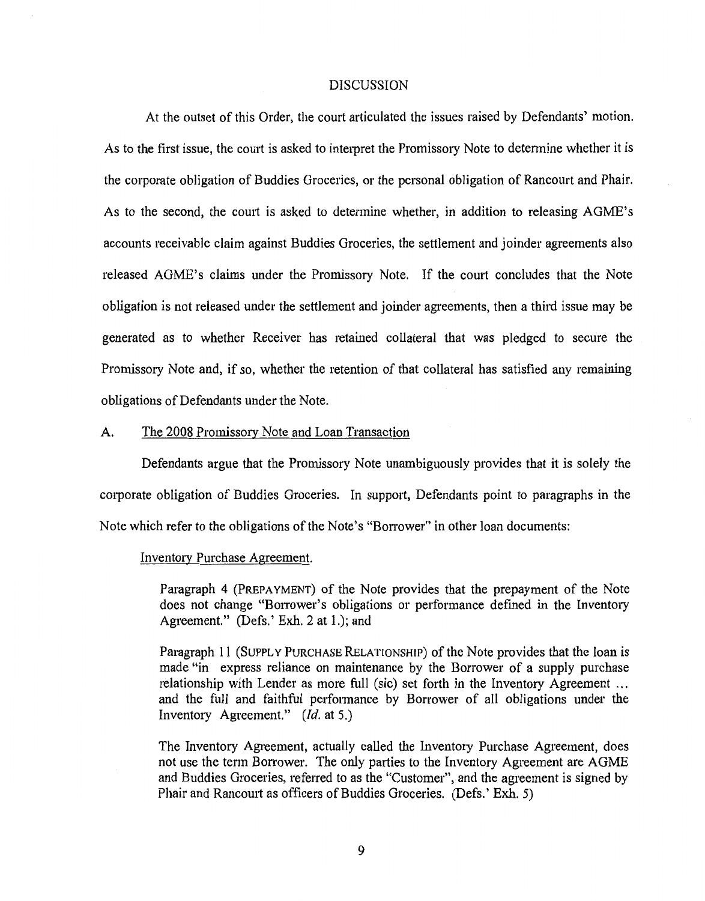## DISCUSSION

At the outset of this Order, the court articulated the issues raised by Defendants' motion. As to the first issue, the court is asked to interpret the Promissory Note to determine whether it is the corporate obligation of Buddies Groceries, or the personal obligation of Rancourt and Phair. As to the second, the court is asked to determine whether, in addition to releasing AGME's accounts receivable claim against Buddies Groceries, the settlement and joinder agreements also released AGME's claims under the Promissory Note. If the court concludes that the Note obligation is not released under the settlement and joinder agreements, then a third issue may be generated as to whether Receiver has retained collateral that was pledged to secure the Promissory Note and, if so, whether the retention of that collateral has satisfied any remaining obligations of Defendants under the Note.

### A. The 2008 Promissory Note and Loan Transaction

Defendants argue that the Promissory Note unambiguously provides that it is solely the corporate obligation of Buddies Groceries. In support, Defendants point to paragraphs in the Note which refer to the obligations of the Note's "Borrower" in other loan documents:

Inventory Purchase Agreement.

> Paragraph 4 (PREPAYMENT) of the Note provides that the prepayment of the Note does not change "Borrower's obligations or performance defined in the Inventory Agreement." (Defs.' Exh. 2 at 1.); and
>
> Paragraph 11 (SUPPLY PURCHASE RELATIONSHIP) of the Note provides that the loan is made "in express reliance on maintenance by the Borrower of a supply purchase relationship with Lender as more full (sic) set forth in the Inventory Agreement ... and the full and faithful performance by Borrower of all obligations under the Inventory Agreement." (*Id.* at 5.)
>
> The Inventory Agreement, actually called the Inventory Purchase Agreement, does not use the term Borrower. The only parties to the Inventory Agreement are AGME and Buddies Groceries, referred to as the "Customer", and the agreement is signed by Phair and Rancourt as officers of Buddies Groceries. (Defs.' Exh. 5)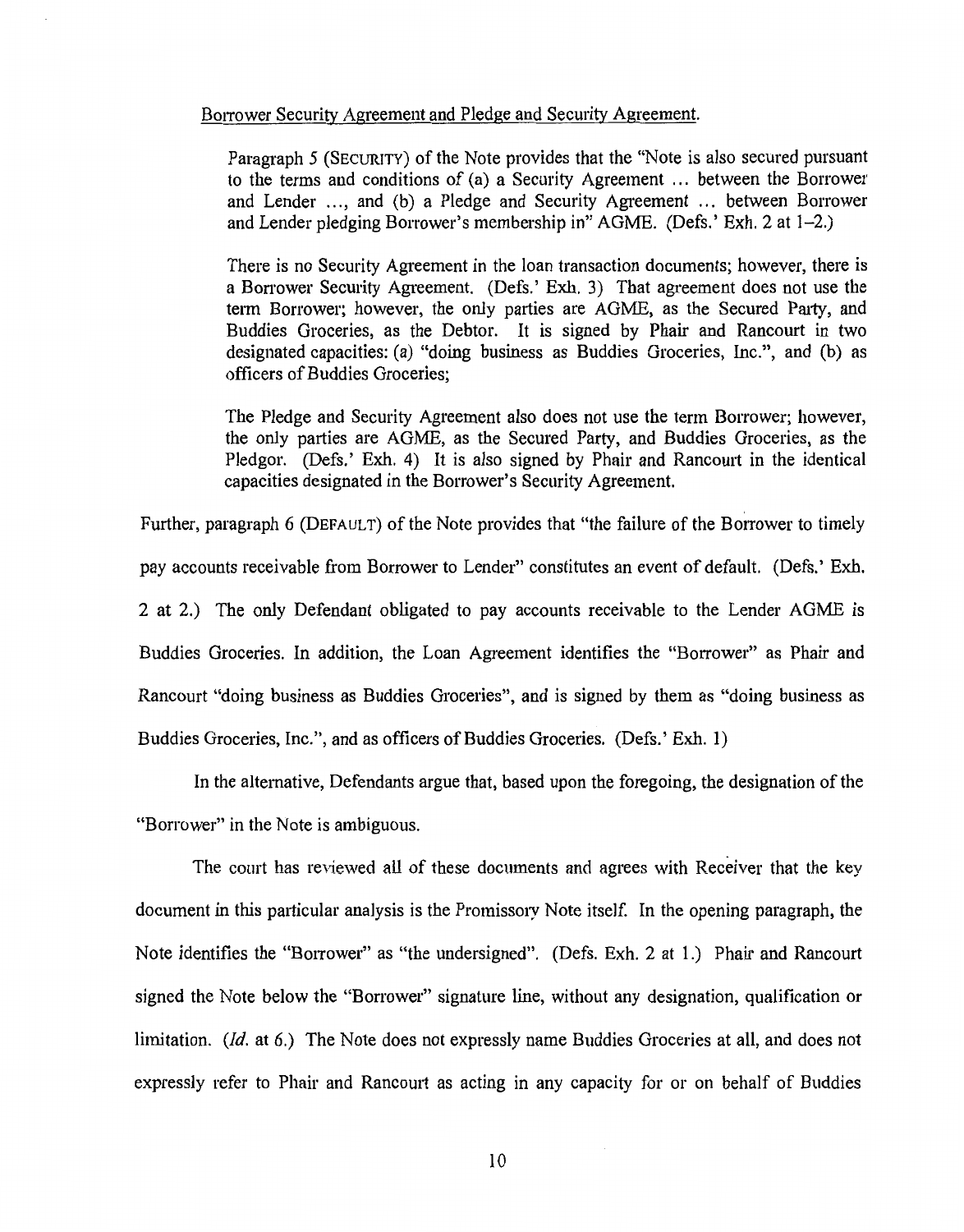Borrower Security Agreement and Pledge and Security Agreement.

> Paragraph 5 (SECURITY) of the Note provides that the "Note is also secured pursuant to the terms and conditions of (a) a Security Agreement ... between the Borrower and Lender ..., and (b) a Pledge and Security Agreement ... between Borrower and Lender pledging Borrower's membership in" AGME. (Defs.' Exh. 2 at 1–2.)
>
> There is no Security Agreement in the loan transaction documents; however, there is a Borrower Security Agreement. (Defs.' Exh. 3) That agreement does not use the term Borrower; however, the only parties are AGME, as the Secured Party, and Buddies Groceries, as the Debtor. It is signed by Phair and Rancourt in two designated capacities: (a) "doing business as Buddies Groceries, Inc.", and (b) as officers of Buddies Groceries;
>
> The Pledge and Security Agreement also does not use the term Borrower; however, the only parties are AGME, as the Secured Party, and Buddies Groceries, as the Pledgor. (Defs.' Exh. 4) It is also signed by Phair and Rancourt in the identical capacities designated in the Borrower's Security Agreement.

Further, paragraph 6 (DEFAULT) of the Note provides that "the failure of the Borrower to timely pay accounts receivable from Borrower to Lender" constitutes an event of default. (Defs.' Exh. 2 at 2.) The only Defendant obligated to pay accounts receivable to the Lender AGME is Buddies Groceries. In addition, the Loan Agreement identifies the "Borrower" as Phair and Rancourt "doing business as Buddies Groceries", and is signed by them as "doing business as Buddies Groceries, Inc.", and as officers of Buddies Groceries. (Defs.' Exh. 1)

In the alternative, Defendants argue that, based upon the foregoing, the designation of the "Borrower" in the Note is ambiguous.

The court has reviewed all of these documents and agrees with Receiver that the key document in this particular analysis is the Promissory Note itself. In the opening paragraph, the Note identifies the "Borrower" as "the undersigned". (Defs. Exh. 2 at 1.) Phair and Rancourt signed the Note below the "Borrower" signature line, without any designation, qualification or limitation. (*Id.* at 6.) The Note does not expressly name Buddies Groceries at all, and does not expressly refer to Phair and Rancourt as acting in any capacity for or on behalf of Buddies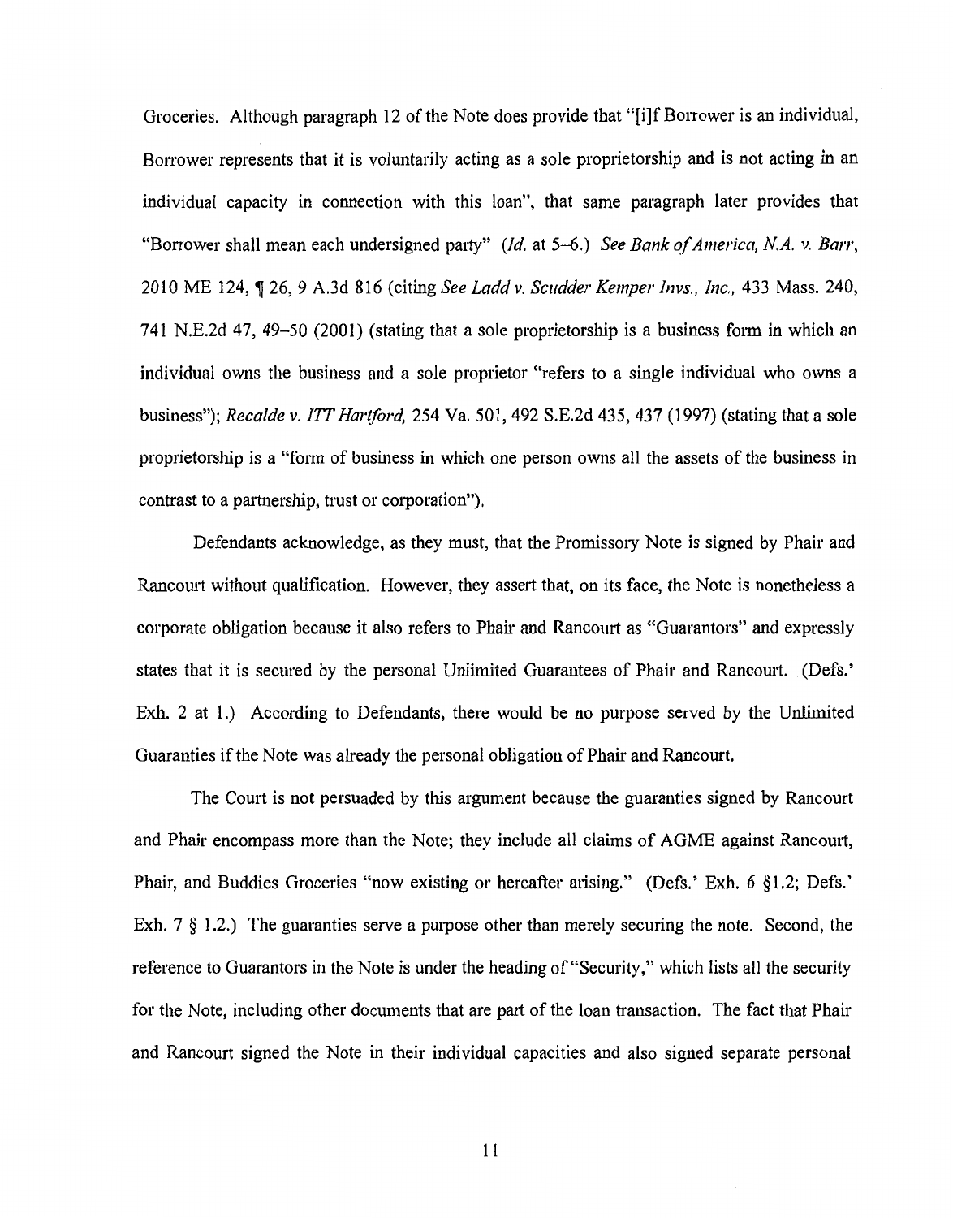Groceries. Although paragraph 12 of the Note does provide that "[i]f Borrower is an individual, Borrower represents that it is voluntarily acting as a sole proprietorship and is not acting in an individual capacity in connection with this loan", that same paragraph later provides that "Borrower shall mean each undersigned party" (*Id.* at 5–6.) *See Bank of America, N.A. v. Barr*, 2010 ME 124, ¶ 26, 9 A.3d 816 (citing *See Ladd v. Scudder Kemper Invs., Inc.*, 433 Mass. 240, 741 N.E.2d 47, 49–50 (2001) (stating that a sole proprietorship is a business form in which an individual owns the business and a sole proprietor "refers to a single individual who owns a business"); *Recalde v. ITT Hartford*, 254 Va. 501, 492 S.E.2d 435, 437 (1997) (stating that a sole proprietorship is a "form of business in which one person owns all the assets of the business in contrast to a partnership, trust or corporation").

Defendants acknowledge, as they must, that the Promissory Note is signed by Phair and Rancourt without qualification. However, they assert that, on its face, the Note is nonetheless a corporate obligation because it also refers to Phair and Rancourt as "Guarantors" and expressly states that it is secured by the personal Unlimited Guarantees of Phair and Rancourt. (Defs.' Exh. 2 at 1.) According to Defendants, there would be no purpose served by the Unlimited Guaranties if the Note was already the personal obligation of Phair and Rancourt.

The Court is not persuaded by this argument because the guaranties signed by Rancourt and Phair encompass more than the Note; they include all claims of AGME against Rancourt, Phair, and Buddies Groceries "now existing or hereafter arising." (Defs.' Exh. 6 §1.2; Defs.' Exh. 7 § 1.2.) The guaranties serve a purpose other than merely securing the note. Second, the reference to Guarantors in the Note is under the heading of "Security," which lists all the security for the Note, including other documents that are part of the loan transaction. The fact that Phair and Rancourt signed the Note in their individual capacities and also signed separate personal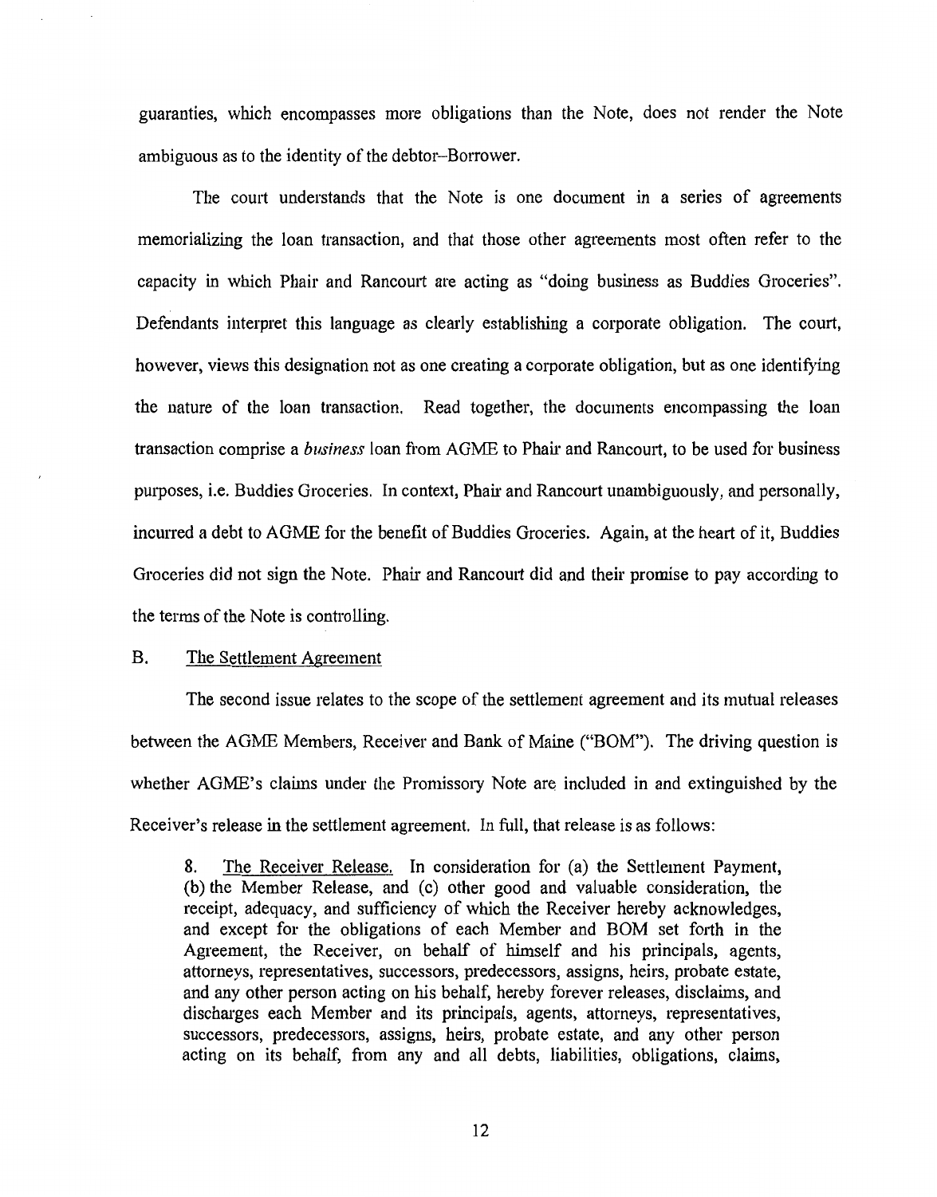guaranties, which encompasses more obligations than the Note, does not render the Note ambiguous as to the identity of the debtor–Borrower.

The court understands that the Note is one document in a series of agreements memorializing the loan transaction, and that those other agreements most often refer to the capacity in which Phair and Rancourt are acting as "doing business as Buddies Groceries". Defendants interpret this language as clearly establishing a corporate obligation. The court, however, views this designation not as one creating a corporate obligation, but as one identifying the nature of the loan transaction. Read together, the documents encompassing the loan transaction comprise a *business* loan from AGME to Phair and Rancourt, to be used for business purposes, i.e. Buddies Groceries. In context, Phair and Rancourt unambiguously, and personally, incurred a debt to AGME for the benefit of Buddies Groceries. Again, at the heart of it, Buddies Groceries did not sign the Note. Phair and Rancourt did and their promise to pay according to the terms of the Note is controlling.

B. The Settlement Agreement

The second issue relates to the scope of the settlement agreement and its mutual releases between the AGME Members, Receiver and Bank of Maine ("BOM"). The driving question is whether AGME's claims under the Promissory Note are included in and extinguished by the Receiver's release in the settlement agreement. In full, that release is as follows:

> 8. The Receiver Release. In consideration for (a) the Settlement Payment, (b) the Member Release, and (c) other good and valuable consideration, the receipt, adequacy, and sufficiency of which the Receiver hereby acknowledges, and except for the obligations of each Member and BOM set forth in the Agreement, the Receiver, on behalf of himself and his principals, agents, attorneys, representatives, successors, predecessors, assigns, heirs, probate estate, and any other person acting on his behalf, hereby forever releases, disclaims, and discharges each Member and its principals, agents, attorneys, representatives, successors, predecessors, assigns, heirs, probate estate, and any other person acting on its behalf, from any and all debts, liabilities, obligations, claims,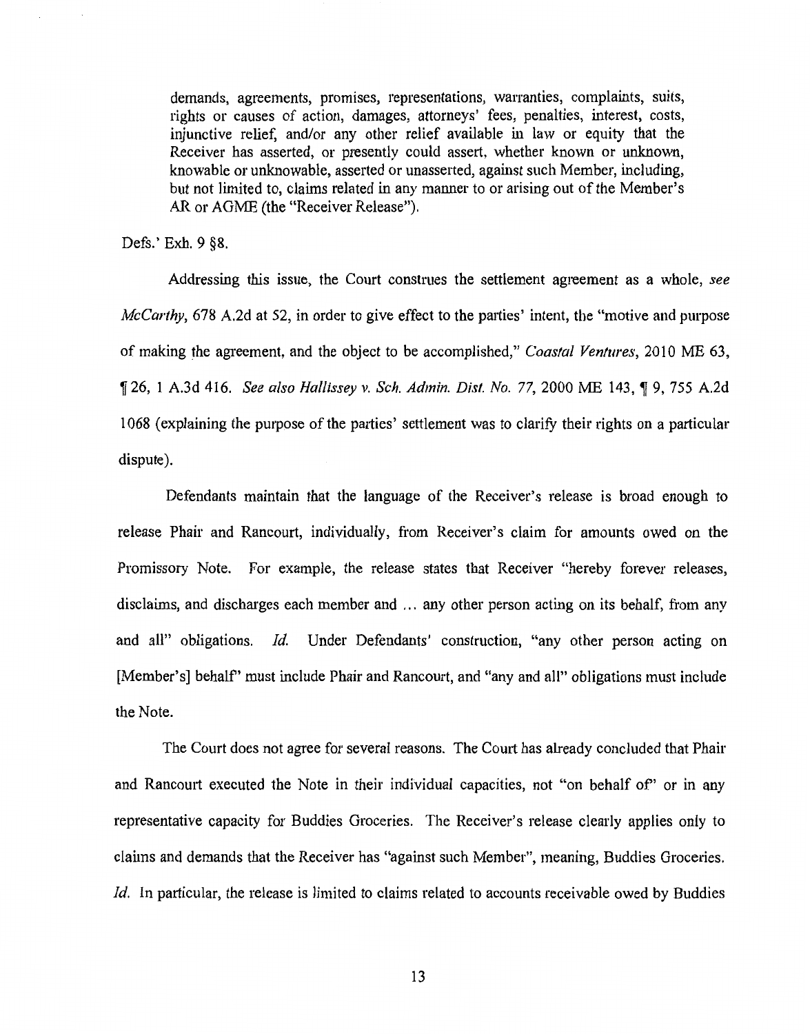> demands, agreements, promises, representations, warranties, complaints, suits, rights or causes of action, damages, attorneys' fees, penalties, interest, costs, injunctive relief, and/or any other relief available in law or equity that the Receiver has asserted, or presently could assert, whether known or unknown, knowable or unknowable, asserted or unasserted, against such Member, including, but not limited to, claims related in any manner to or arising out of the Member's AR or AGME (the "Receiver Release").

Defs.' Exh. 9 §8.

Addressing this issue, the Court construes the settlement agreement as a whole, *see McCarthy*, 678 A.2d at 52, in order to give effect to the parties' intent, the "motive and purpose of making the agreement, and the object to be accomplished," *Coastal Ventures*, 2010 ME 63, ¶ 26, 1 A.3d 416. *See also Hallissey v. Sch. Admin. Dist. No. 77*, 2000 ME 143, ¶ 9, 755 A.2d 1068 (explaining the purpose of the parties' settlement was to clarify their rights on a particular dispute).

Defendants maintain that the language of the Receiver's release is broad enough to release Phair and Rancourt, individually, from Receiver's claim for amounts owed on the Promissory Note. For example, the release states that Receiver "hereby forever releases, disclaims, and discharges each member and ... any other person acting on its behalf, from any and all" obligations. *Id.* Under Defendants' construction, "any other person acting on [Member's] behalf" must include Phair and Rancourt, and "any and all" obligations must include the Note.

The Court does not agree for several reasons. The Court has already concluded that Phair and Rancourt executed the Note in their individual capacities, not "on behalf of" or in any representative capacity for Buddies Groceries. The Receiver's release clearly applies only to claims and demands that the Receiver has "against such Member", meaning, Buddies Groceries. *Id.* In particular, the release is limited to claims related to accounts receivable owed by Buddies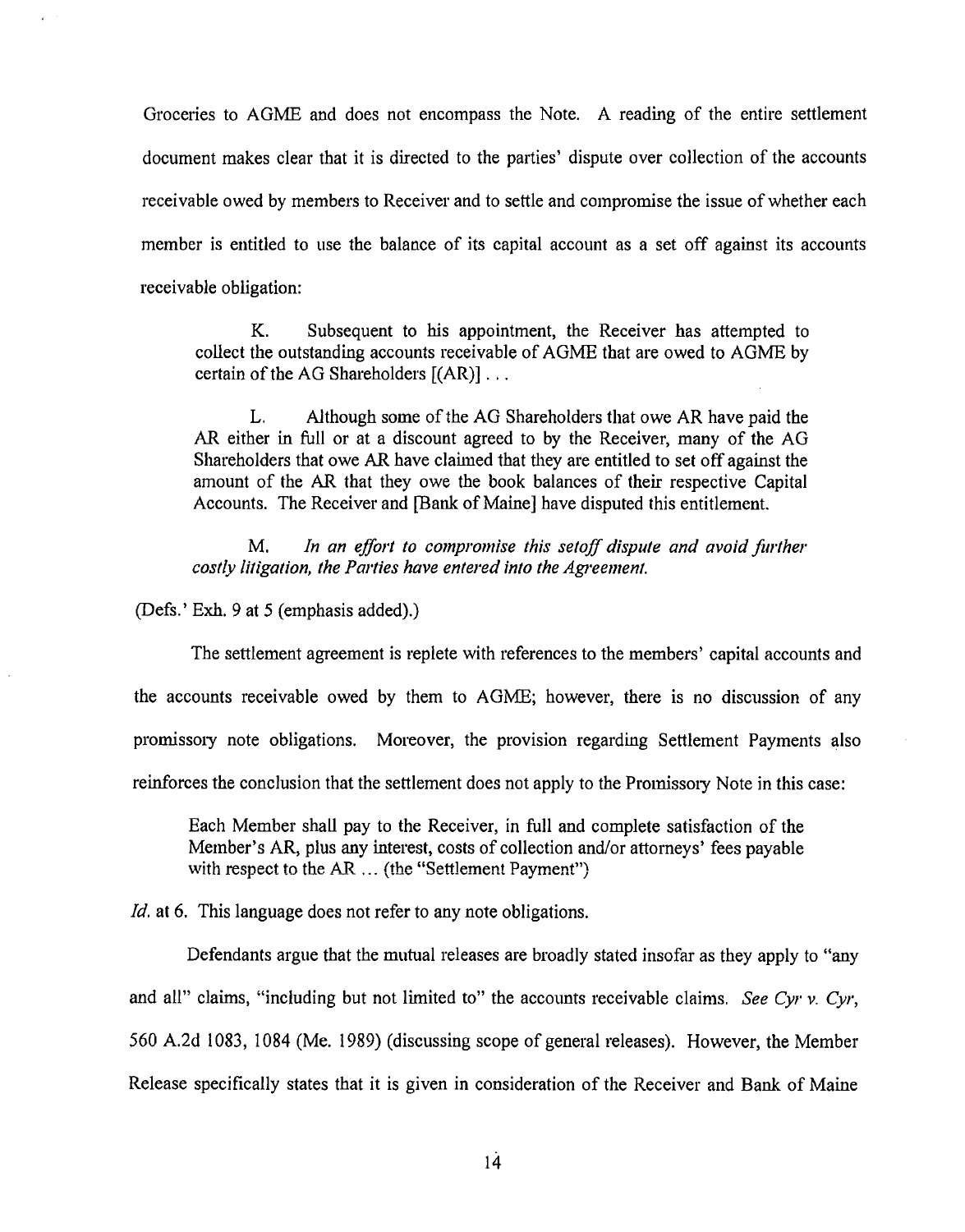Groceries to AGME and does not encompass the Note. A reading of the entire settlement document makes clear that it is directed to the parties' dispute over collection of the accounts receivable owed by members to Receiver and to settle and compromise the issue of whether each member is entitled to use the balance of its capital account as a set off against its accounts receivable obligation:

> K. Subsequent to his appointment, the Receiver has attempted to collect the outstanding accounts receivable of AGME that are owed to AGME by certain of the AG Shareholders [(AR)] . . .
>
> L. Although some of the AG Shareholders that owe AR have paid the AR either in full or at a discount agreed to by the Receiver, many of the AG Shareholders that owe AR have claimed that they are entitled to set off against the amount of the AR that they owe the book balances of their respective Capital Accounts. The Receiver and [Bank of Maine] have disputed this entitlement.
>
> M. *In an effort to compromise this setoff dispute and avoid further costly litigation, the Parties have entered into the Agreement.*

(Defs.' Exh. 9 at 5 (emphasis added).)

The settlement agreement is replete with references to the members' capital accounts and the accounts receivable owed by them to AGME; however, there is no discussion of any promissory note obligations. Moreover, the provision regarding Settlement Payments also reinforces the conclusion that the settlement does not apply to the Promissory Note in this case:

> Each Member shall pay to the Receiver, in full and complete satisfaction of the Member's AR, plus any interest, costs of collection and/or attorneys' fees payable with respect to the AR ... (the "Settlement Payment")

*Id.* at 6. This language does not refer to any note obligations.

Defendants argue that the mutual releases are broadly stated insofar as they apply to "any and all" claims, "including but not limited to" the accounts receivable claims. *See Cyr v. Cyr*, 560 A.2d 1083, 1084 (Me. 1989) (discussing scope of general releases). However, the Member Release specifically states that it is given in consideration of the Receiver and Bank of Maine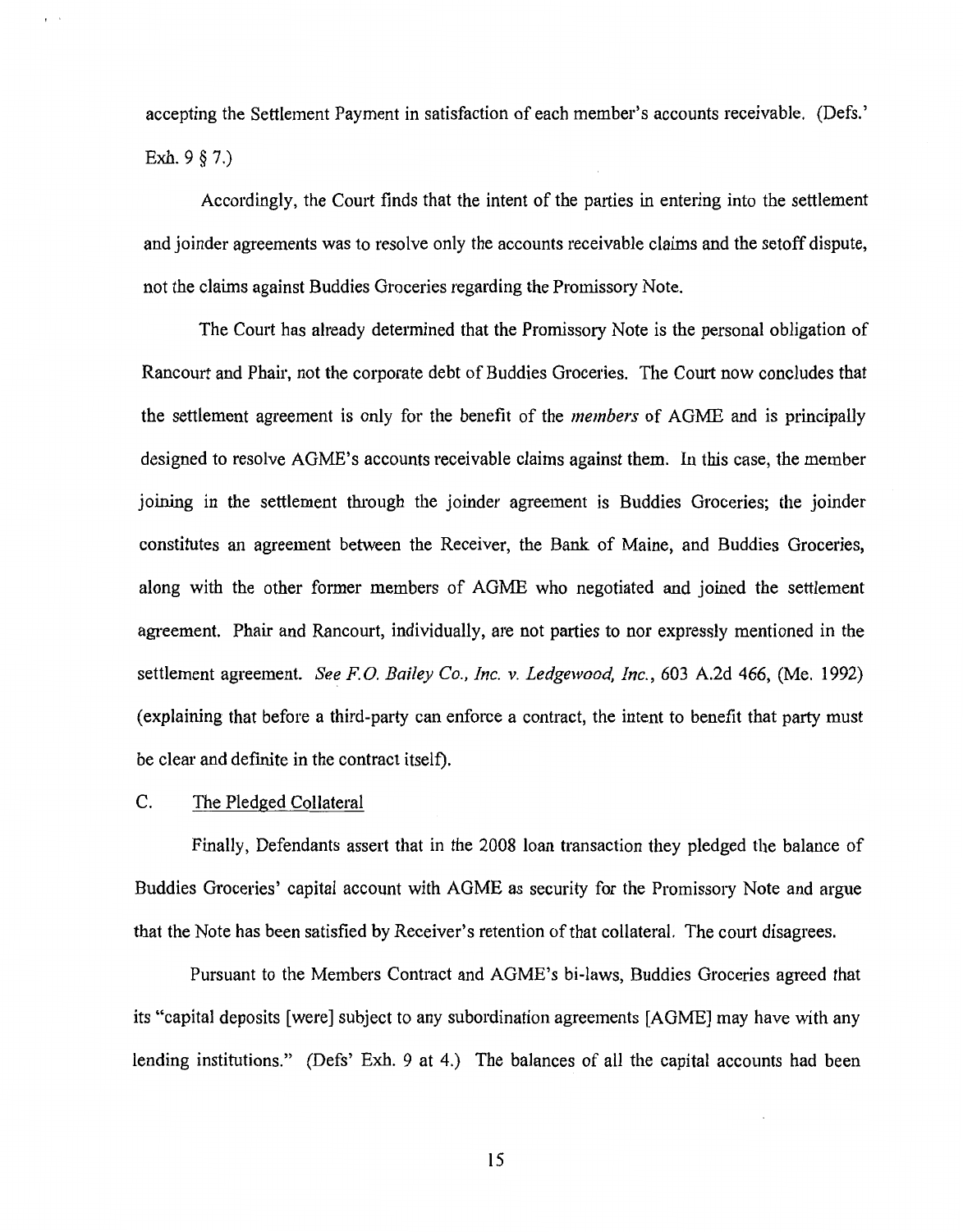accepting the Settlement Payment in satisfaction of each member's accounts receivable. (Defs.' Exh. 9 § 7.)

Accordingly, the Court finds that the intent of the parties in entering into the settlement and joinder agreements was to resolve only the accounts receivable claims and the setoff dispute, not the claims against Buddies Groceries regarding the Promissory Note.

The Court has already determined that the Promissory Note is the personal obligation of Rancourt and Phair, not the corporate debt of Buddies Groceries. The Court now concludes that the settlement agreement is only for the benefit of the *members* of AGME and is principally designed to resolve AGME's accounts receivable claims against them. In this case, the member joining in the settlement through the joinder agreement is Buddies Groceries; the joinder constitutes an agreement between the Receiver, the Bank of Maine, and Buddies Groceries, along with the other former members of AGME who negotiated and joined the settlement agreement. Phair and Rancourt, individually, are not parties to nor expressly mentioned in the settlement agreement. *See F.O. Bailey Co., Inc. v. Ledgewood, Inc.*, 603 A.2d 466, (Me. 1992) (explaining that before a third-party can enforce a contract, the intent to benefit that party must be clear and definite in the contract itself).

C. The Pledged Collateral

Finally, Defendants assert that in the 2008 loan transaction they pledged the balance of Buddies Groceries' capital account with AGME as security for the Promissory Note and argue that the Note has been satisfied by Receiver's retention of that collateral. The court disagrees.

Pursuant to the Members Contract and AGME's bi-laws, Buddies Groceries agreed that its "capital deposits [were] subject to any subordination agreements [AGME] may have with any lending institutions." (Defs' Exh. 9 at 4.) The balances of all the capital accounts had been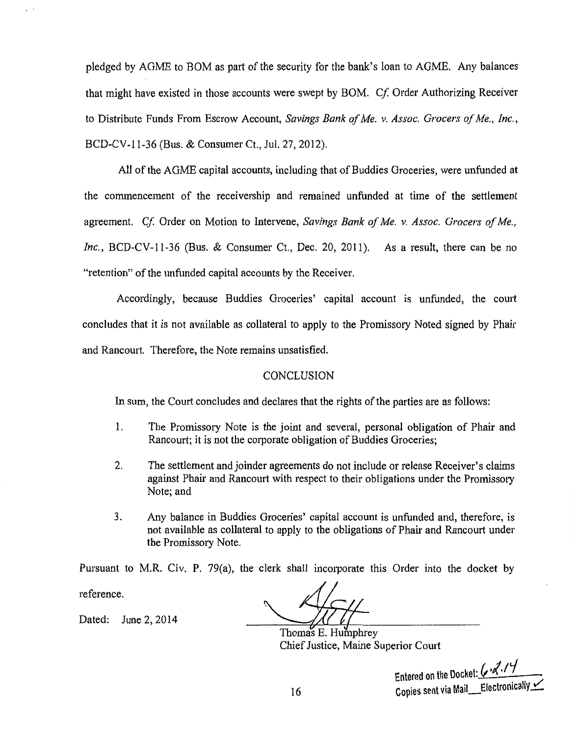pledged by AGME to BOM as part of the security for the bank's loan to AGME. Any balances that might have existed in those accounts were swept by BOM. *Cf.* Order Authorizing Receiver to Distribute Funds From Escrow Account, *Savings Bank of Me. v. Assoc. Grocers of Me., Inc.*, BCD-CV-11-36 (Bus. & Consumer Ct., Jul. 27, 2012).

All of the AGME capital accounts, including that of Buddies Groceries, were unfunded at the commencement of the receivership and remained unfunded at time of the settlement agreement. *Cf.* Order on Motion to Intervene, *Savings Bank of Me. v. Assoc. Grocers of Me., Inc.*, BCD-CV-11-36 (Bus. & Consumer Ct., Dec. 20, 2011). As a result, there can be no "retention" of the unfunded capital accounts by the Receiver.

Accordingly, because Buddies Groceries' capital account is unfunded, the court concludes that it is not available as collateral to apply to the Promissory Noted signed by Phair and Rancourt. Therefore, the Note remains unsatisfied.

## CONCLUSION

In sum, the Court concludes and declares that the rights of the parties are as follows:

1. The Promissory Note is the joint and several, personal obligation of Phair and Rancourt; it is not the corporate obligation of Buddies Groceries;
2. The settlement and joinder agreements do not include or release Receiver's claims against Phair and Rancourt with respect to their obligations under the Promissory Note; and
3. Any balance in Buddies Groceries' capital account is unfunded and, therefore, is not available as collateral to apply to the obligations of Phair and Rancourt under the Promissory Note.

Pursuant to M.R. Civ. P. 79(a), the clerk shall incorporate this Order into the docket by reference.

Dated: June 2, 2014

Thomas E. Humphrey
Chief Justice, Maine Superior Court

Entered on the Docket: 6.2.14
Copies sent via Mail___ Electronically ✓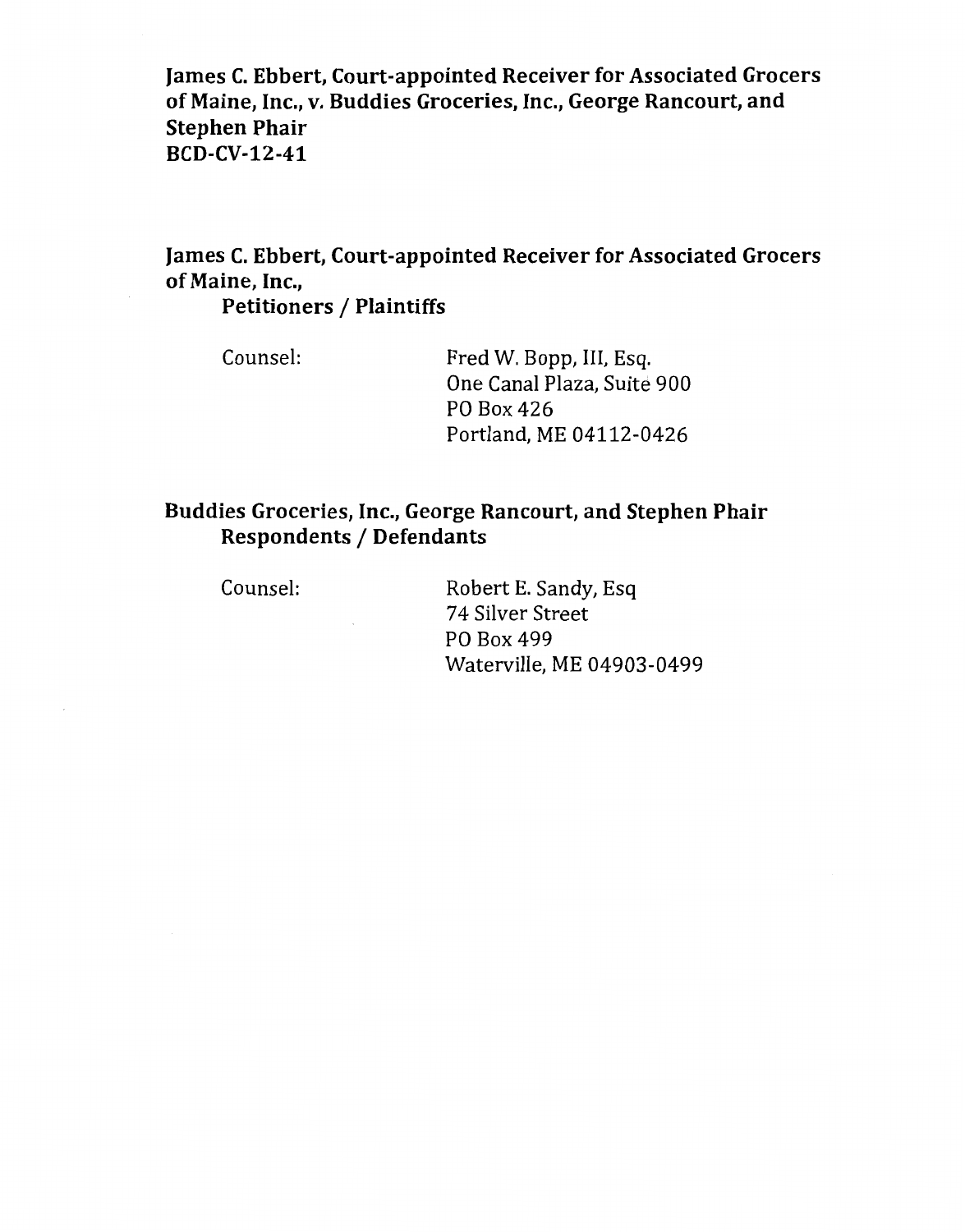**James C. Ebbert, Court-appointed Receiver for Associated Grocers of Maine, Inc., v. Buddies Groceries, Inc., George Rancourt, and Stephen Phair**
**BCD-CV-12-41**

**James C. Ebbert, Court-appointed Receiver for Associated Grocers of Maine, Inc.,**
**Petitioners / Plaintiffs**

Counsel:

Fred W. Bopp, III, Esq.
One Canal Plaza, Suite 900
PO Box 426
Portland, ME 04112-0426

**Buddies Groceries, Inc., George Rancourt, and Stephen Phair**
**Respondents / Defendants**

Counsel:

Robert E. Sandy, Esq
74 Silver Street
PO Box 499
Waterville, ME 04903-0499